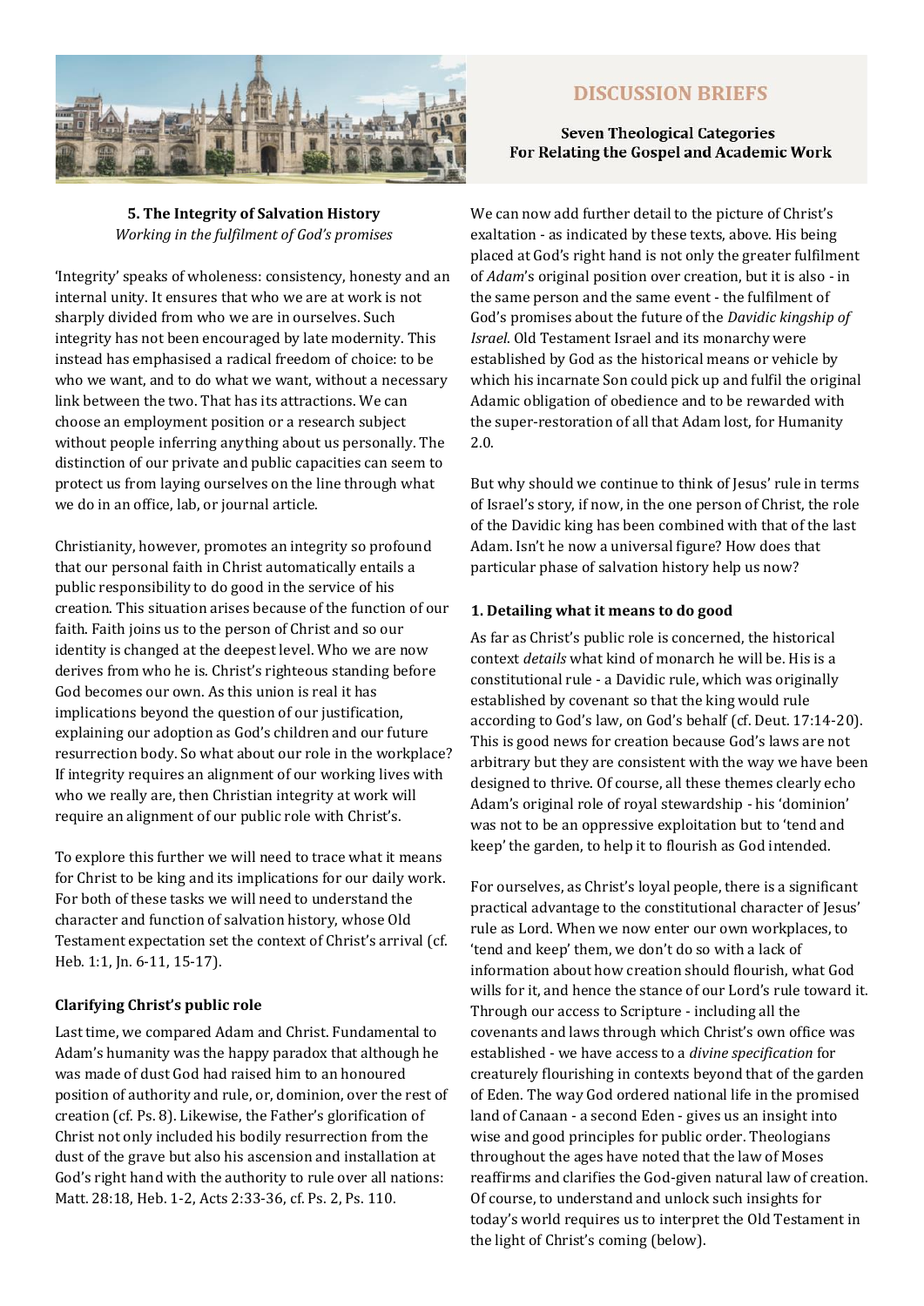# DISCUSSION BRIEFS

**Seven Theological Categories For Relating the Gospel and Academic Work**

## 5. The Integrity of Salvation History

*Working in the fulfilment of God's promises*

'Integrity' speaks of wholeness: consistency, honesty and an internal unity. It ensures that who we are at work is not sharply divided from who we are in ourselves. Such integrity has not been encouraged by late modernity. This instead has emphasised a radical freedom of choice: to be who we want, and to do what we want, without a necessary link between the two. That has its attractions. We can choose an employment position or a research subject without people inferring anything about us personally. The distinction of our private and public capacities can seem to protect us from laying ourselves on the line through what we do in an office, lab, or journal article.

Christianity, however, promotes an integrity so profound that our personal faith in Christ automatically entails a public responsibility to do good in the service of his creation. This situation arises because of the function of our faith. Faith joins us to the person of Christ and so our identity is changed at the deepest level. Who we are now derives from who he is. Christ's righteous standing before God becomes our own. As this union is real it has implications beyond the question of our justification, explaining our adoption as God's children and our future resurrection body. So what about our role in the workplace? If integrity requires an alignment of our working lives with who we really are, then Christian integrity at work will require an alignment of our public role with Christ's.

To explore this further we will need to trace what it means for Christ to be king and its implications for our daily work. For both of these tasks we will need to understand the character and function of salvation history, whose Old Testament expectation set the context of Christ's arrival (cf. Heb. 1:1, Jn. 6-11, 15-17).

### Clarifying Christ's public role

Last time, we compared Adam and Christ. Fundamental to Adam's humanity was the happy paradox that although he was made of dust God had raised him to an honoured position of authority and rule, or, dominion, over the rest of creation (cf. Ps. 8). Likewise, the Father's glorification of Christ not only included his bodily resurrection from the dust of the grave but also his ascension and installation at God's right hand with the authority to rule over all nations: Matt. 28:18, Heb. 1-2, Acts 2:33-36, cf. Ps. 2, Ps. 110.

We can now add further detail to the picture of Christ's exaltation - as indicated by these texts, above. His being placed at God's right hand is not only the greater fulfilment of *Adam*'s original position over creation, but it is also - in the same person and the same event - the fulfilment of God's promises about the future of the *Davidic kingship of Israel*. Old Testament Israel and its monarchy were established by God as the historical means or vehicle by which his incarnate Son could pick up and fulfil the original Adamic obligation of obedience and to be rewarded with the super-restoration of all that Adam lost, for Humanity 2.0.

But why should we continue to think of Jesus' rule in terms of Israel's story, if now, in the one person of Christ, the role of the Davidic king has been combined with that of the last Adam. Isn't he now a universal figure? How does that particular phase of salvation history help us now?

### 1. Detailing what it means to do good

As far as Christ's public role is concerned, the historical context *details* what kind of monarch he will be. His is a constitutional rule - a Davidic rule, which was originally established by covenant so that the king would rule according to God's law, on God's behalf (cf. Deut. 17:14-20). This is good news for creation because God's laws are not arbitrary but they are consistent with the way we have been designed to thrive. Of course, all these themes clearly echo Adam's original role of royal stewardship - his 'dominion' was not to be an oppressive exploitation but to 'tend and keep' the garden, to help it to flourish as God intended.

For ourselves, as Christ's loyal people, there is a significant practical advantage to the constitutional character of Jesus' rule as Lord. When we now enter our own workplaces, to 'tend and keep' them, we don't do so with a lack of information about how creation should flourish, what God wills for it, and hence the stance of our Lord's rule toward it. Through our access to Scripture - including all the covenants and laws through which Christ's own office was established - we have access to a *divine specification* for creaturely flourishing in contexts beyond that of the garden of Eden. The way God ordered national life in the promised land of Canaan - a second Eden - gives us an insight into wise and good principles for public order. Theologians throughout the ages have noted that the law of Moses reaffirms and clarifies the God-given natural law of creation. Of course, to understand and unlock such insights for today's world requires us to interpret the Old Testament in the light of Christ's coming (below).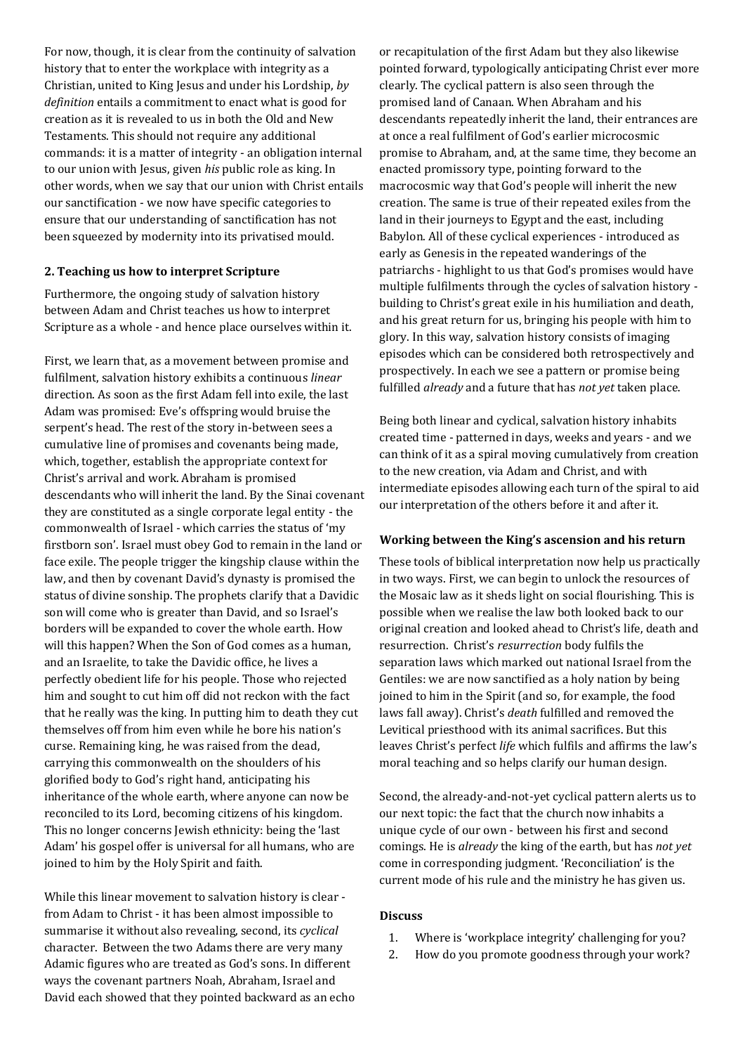For now, though, it is clear from the continuity of salvation history that to enter the workplace with integrity as a Christian, united to King Jesus and under his Lordship, *by definition* entails a commitment to enact what is good for creation as it is revealed to us in both the Old and New Testaments. This should not require any additional commands: it is a matter of integrity - an obligation internal to our union with Jesus, given *his* public role as king. In other words, when we say that our union with Christ entails our sanctification - we now have specific categories to ensure that our understanding of sanctification has not been squeezed by modernity into its privatised mould.

### 2. Teaching us how to interpret Scripture

Furthermore, the ongoing study of salvation history between Adam and Christ teaches us how to interpret Scripture as a whole - and hence place ourselves within it.

First, we learn that, as a movement between promise and fulfilment, salvation history exhibits a continuous *linear* direction. As soon as the first Adam fell into exile, the last Adam was promised: Eve's offspring would bruise the serpent's head. The rest of the story in-between sees a cumulative line of promises and covenants being made, which, together, establish the appropriate context for Christ's arrival and work. Abraham is promised descendants who will inherit the land. By the Sinai covenant they are constituted as a single corporate legal entity - the commonwealth of Israel - which carries the status of 'my firstborn son'. Israel must obey God to remain in the land or face exile. The people trigger the kingship clause within the law, and then by covenant David's dynasty is promised the status of divine sonship. The prophets clarify that a Davidic son will come who is greater than David, and so Israel's borders will be expanded to cover the whole earth. How will this happen? When the Son of God comes as a human, and an Israelite, to take the Davidic office, he lives a perfectly obedient life for his people. Those who rejected him and sought to cut him off did not reckon with the fact that he really was the king. In putting him to death they cut themselves off from him even while he bore his nation's curse. Remaining king, he was raised from the dead, carrying this commonwealth on the shoulders of his glorified body to God's right hand, anticipating his inheritance of the whole earth, where anyone can now be reconciled to its Lord, becoming citizens of his kingdom. This no longer concerns Jewish ethnicity: being the 'last Adam' his gospel offer is universal for all humans, who are joined to him by the Holy Spirit and faith.

While this linear movement to salvation history is clear - from Adam to Christ - it has been almost impossible to summarise it without also revealing, second, its *cyclical* character. Between the two Adams there are very many Adamic figures who are treated as God's sons. In different ways the covenant partners Noah, Abraham, Israel and David each showed that they pointed backward as an echo or recapitulation of the first Adam but they also likewise pointed forward, typologically anticipating Christ ever more clearly. The cyclical pattern is also seen through the promised land of Canaan. When Abraham and his descendants repeatedly inherit the land, their entrances are at once a real fulfilment of God's earlier microcosmic promise to Abraham, and, at the same time, they become an enacted promissory type, pointing forward to the macrocosmic way that God's people will inherit the new creation. The same is true of their repeated exiles from the land in their journeys to Egypt and the east, including Babylon. All of these cyclical experiences - introduced as early as Genesis in the repeated wanderings of the patriarchs - highlight to us that God's promises would have multiple fulfilments through the cycles of salvation history - building to Christ's great exile in his humiliation and death, and his great return for us, bringing his people with him to glory. In this way, salvation history consists of imaging episodes which can be considered both retrospectively and prospectively. In each we see a pattern or promise being fulfilled *already* and a future that has *not yet* taken place.

Being both linear and cyclical, salvation history inhabits created time - patterned in days, weeks and years - and we can think of it as a spiral moving cumulatively from creation to the new creation, via Adam and Christ, and with intermediate episodes allowing each turn of the spiral to aid our interpretation of the others before it and after it.

### Working between the King's ascension and his return

These tools of biblical interpretation now help us practically in two ways. First, we can begin to unlock the resources of the Mosaic law as it sheds light on social flourishing. This is possible when we realise the law both looked back to our original creation and looked ahead to Christ's life, death and resurrection. Christ's *resurrection* body fulfils the separation laws which marked out national Israel from the Gentiles: we are now sanctified as a holy nation by being joined to him in the Spirit (and so, for example, the food laws fall away). Christ's *death* fulfilled and removed the Levitical priesthood with its animal sacrifices. But this leaves Christ's perfect *life* which fulfils and affirms the law's moral teaching and so helps clarify our human design.

Second, the already-and-not-yet cyclical pattern alerts us to our next topic: the fact that the church now inhabits a unique cycle of our own - between his first and second comings. He is *already* the king of the earth, but has *not yet* come in corresponding judgment. 'Reconciliation' is the current mode of his rule and the ministry he has given us.

### Discuss

1. Where is 'workplace integrity' challenging for you?
2. How do you promote goodness through your work?